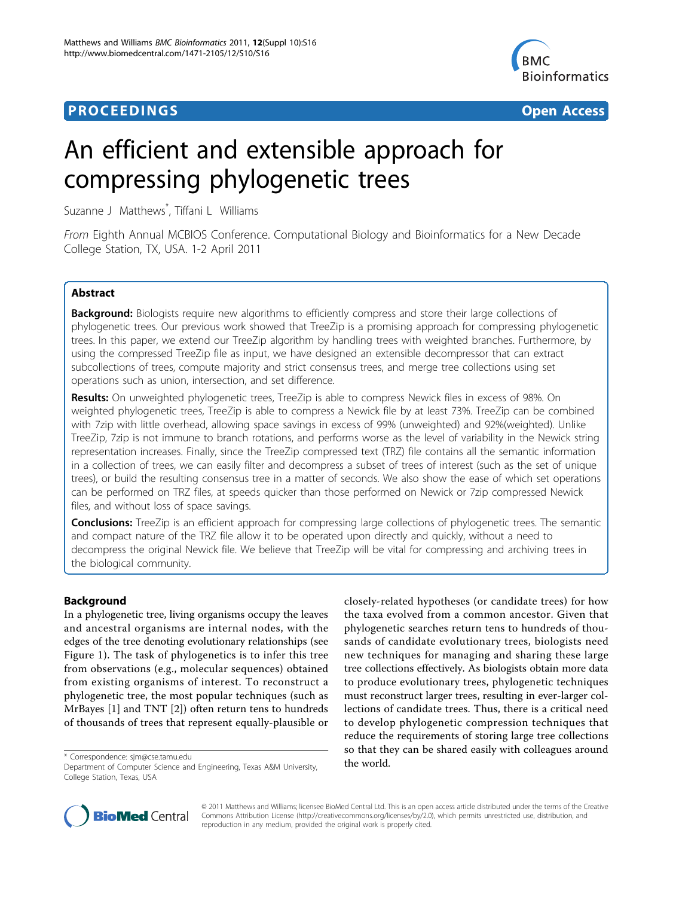PROCEEDINGS Open Access

# An efficient and extensible approach for compressing phylogenetic trees

Suzanne J Matthews*, Tiffani L Williams

*From* Eighth Annual MCBIOS Conference. Computational Biology and Bioinformatics for a New Decade College Station, TX, USA. 1-2 April 2011

## Abstract

**Background:** Biologists require new algorithms to efficiently compress and store their large collections of phylogenetic trees. Our previous work showed that TreeZip is a promising approach for compressing phylogenetic trees. In this paper, we extend our TreeZip algorithm by handling trees with weighted branches. Furthermore, by using the compressed TreeZip file as input, we have designed an extensible decompressor that can extract subcollections of trees, compute majority and strict consensus trees, and merge tree collections using set operations such as union, intersection, and set difference.

**Results:** On unweighted phylogenetic trees, TreeZip is able to compress Newick files in excess of 98%. On weighted phylogenetic trees, TreeZip is able to compress a Newick file by at least 73%. TreeZip can be combined with 7zip with little overhead, allowing space savings in excess of 99% (unweighted) and 92%(weighted). Unlike TreeZip, 7zip is not immune to branch rotations, and performs worse as the level of variability in the Newick string representation increases. Finally, since the TreeZip compressed text (TRZ) file contains all the semantic information in a collection of trees, we can easily filter and decompress a subset of trees of interest (such as the set of unique trees), or build the resulting consensus tree in a matter of seconds. We also show the ease of which set operations can be performed on TRZ files, at speeds quicker than those performed on Newick or 7zip compressed Newick files, and without loss of space savings.

**Conclusions:** TreeZip is an efficient approach for compressing large collections of phylogenetic trees. The semantic and compact nature of the TRZ file allow it to be operated upon directly and quickly, without a need to decompress the original Newick file. We believe that TreeZip will be vital for compressing and archiving trees in the biological community.

## Background

In a phylogenetic tree, living organisms occupy the leaves and ancestral organisms are internal nodes, with the edges of the tree denoting evolutionary relationships (see Figure 1). The task of phylogenetics is to infer this tree from observations (e.g., molecular sequences) obtained from existing organisms of interest. To reconstruct a phylogenetic tree, the most popular techniques (such as MrBayes [1] and TNT [2]) often return tens to hundreds of thousands of trees that represent equally-plausible or closely-related hypotheses (or candidate trees) for how the taxa evolved from a common ancestor. Given that phylogenetic searches return tens to hundreds of thousands of candidate evolutionary trees, biologists need new techniques for managing and sharing these large tree collections effectively. As biologists obtain more data to produce evolutionary trees, phylogenetic techniques must reconstruct larger trees, resulting in ever-larger collections of candidate trees. Thus, there is a critical need to develop phylogenetic compression techniques that reduce the requirements of storing large tree collections so that they can be shared easily with colleagues around the world.

\* Correspondence: sjm@cse.tamu.edu
Department of Computer Science and Engineering, Texas A&M University, College Station, Texas, USA

© 2011 Matthews and Williams; licensee BioMed Central Ltd. This is an open access article distributed under the terms of the Creative Commons Attribution License (http://creativecommons.org/licenses/by/2.0), which permits unrestricted use, distribution, and reproduction in any medium, provided the original work is properly cited.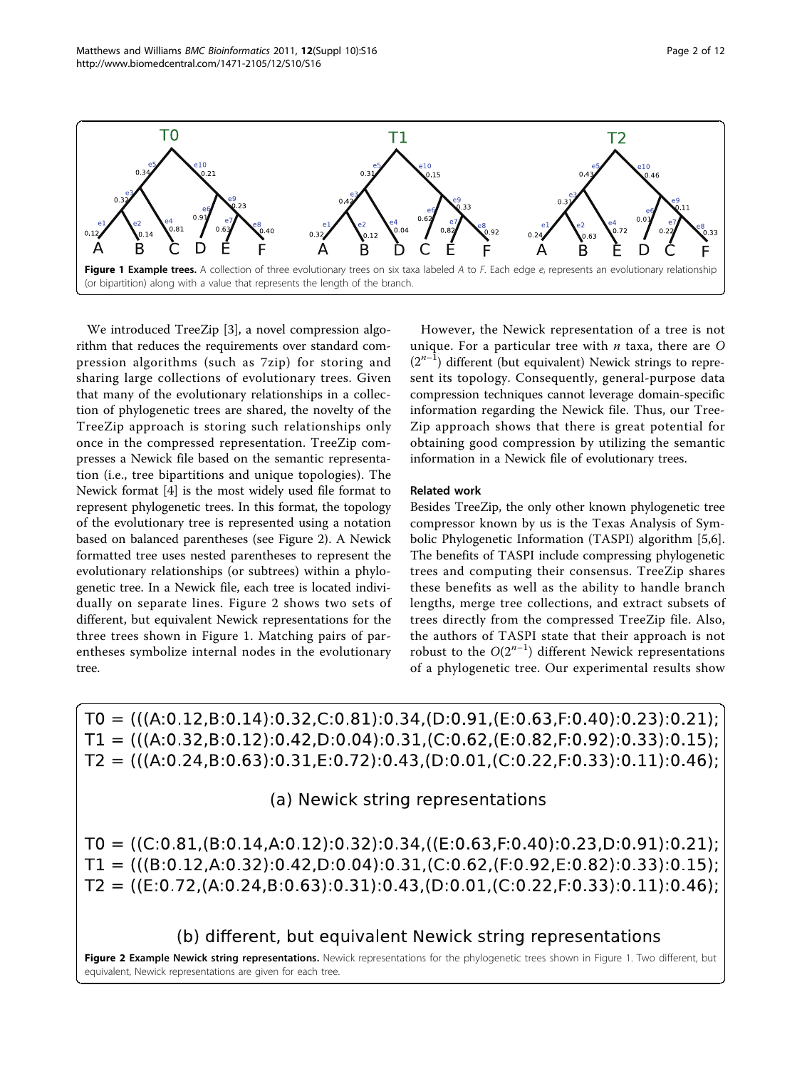T0

e5 0.34, e10 0.21, e3 0.32, e1 0.12, e2 0.14, e4 0.81, e6 0.91, e9 0.23, e7 0.63, e8 0.40

A B C D E F

T1

e5 0.31, e10 0.15, e3 0.42, e1 0.32, e2 0.12, e4 0.04, e6 0.62, e9 0.33, e7 0.82, e8 0.92

A B D C E F

T2

e5 0.43, e10 0.46, e3 0.31, e1 0.24, e2 0.63, e4 0.72, e6 0.01, e9 0.11, e7 0.22, e8 0.33

A B E D C F

**Figure 1 Example trees.** A collection of three evolutionary trees on six taxa labeled *A* to *F*. Each edge $e_i$ represents an evolutionary relationship (or bipartition) along with a value that represents the length of the branch.

We introduced TreeZip [3], a novel compression algorithm that reduces the requirements over standard compression algorithms (such as 7zip) for storing and sharing large collections of evolutionary trees. Given that many of the evolutionary relationships in a collection of phylogenetic trees are shared, the novelty of the TreeZip approach is storing such relationships only once in the compressed representation. TreeZip compresses a Newick file based on the semantic representation (i.e., tree bipartitions and unique topologies). The Newick format [4] is the most widely used file format to represent phylogenetic trees. In this format, the topology of the evolutionary tree is represented using a notation based on balanced parentheses (see Figure 2). A Newick formatted tree uses nested parentheses to represent the evolutionary relationships (or subtrees) within a phylogenetic tree. In a Newick file, each tree is located individually on separate lines. Figure 2 shows two sets of different, but equivalent Newick representations for the three trees shown in Figure 1. Matching pairs of parentheses symbolize internal nodes in the evolutionary tree.

However, the Newick representation of a tree is not unique. For a particular tree with $n$ taxa, there are $O(2^{n-1})$ different (but equivalent) Newick strings to represent its topology. Consequently, general-purpose data compression techniques cannot leverage domain-specific information regarding the Newick file. Thus, our TreeZip approach shows that there is great potential for obtaining good compression by utilizing the semantic information in a Newick file of evolutionary trees.

#### Related work

Besides TreeZip, the only other known phylogenetic tree compressor known by us is the Texas Analysis of Symbolic Phylogenetic Information (TASPI) algorithm [5,6]. The benefits of TASPI include compressing phylogenetic trees and computing their consensus. TreeZip shares these benefits as well as the ability to handle branch lengths, merge tree collections, and extract subsets of trees directly from the compressed TreeZip file. Also, the authors of TASPI state that their approach is not robust to the $O(2^{n-1})$ different Newick representations of a phylogenetic tree. Our experimental results show

```
T0 = (((A:0.12,B:0.14):0.32,C:0.81):0.34,(D:0.91,(E:0.63,F:0.40):0.23):0.21);
T1 = (((A:0.32,B:0.12):0.42,D:0.04):0.31,(C:0.62,(E:0.82,F:0.92):0.33):0.15);
T2 = (((A:0.24,B:0.63):0.31,E:0.72):0.43,(D:0.01,(C:0.22,F:0.33):0.11):0.46);
```

(a) Newick string representations

```
T0 = ((C:0.81,(B:0.14,A:0.12):0.32):0.34,((E:0.63,F:0.40):0.23,D:0.91):0.21);
T1 = (((B:0.12,A:0.32):0.42,D:0.04):0.31,(C:0.62,(F:0.92,E:0.82):0.33):0.15);
T2 = ((E:0.72,(A:0.24,B:0.63):0.31):0.43,(D:0.01,(C:0.22,F:0.33):0.11):0.46);
```

(b) different, but equivalent Newick string representations

**Figure 2 Example Newick string representations.** Newick representations for the phylogenetic trees shown in Figure 1. Two different, but equivalent, Newick representations are given for each tree.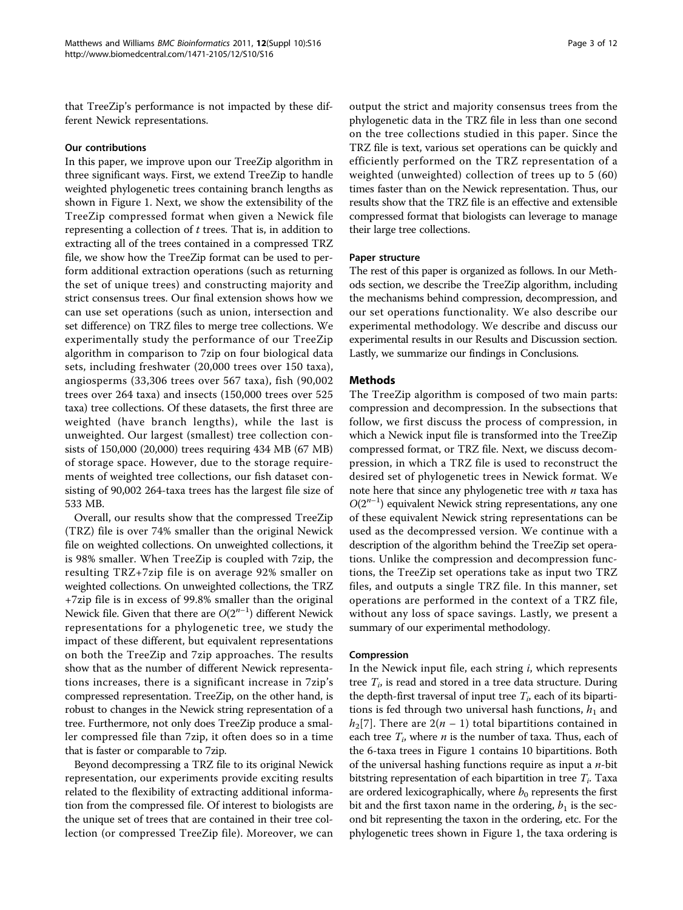that TreeZip's performance is not impacted by these different Newick representations.

#### Our contributions

In this paper, we improve upon our TreeZip algorithm in three significant ways. First, we extend TreeZip to handle weighted phylogenetic trees containing branch lengths as shown in Figure 1. Next, we show the extensibility of the TreeZip compressed format when given a Newick file representing a collection of $t$ trees. That is, in addition to extracting all of the trees contained in a compressed TRZ file, we show how the TreeZip format can be used to perform additional extraction operations (such as returning the set of unique trees) and constructing majority and strict consensus trees. Our final extension shows how we can use set operations (such as union, intersection and set difference) on TRZ files to merge tree collections. We experimentally study the performance of our TreeZip algorithm in comparison to 7zip on four biological data sets, including freshwater (20,000 trees over 150 taxa), angiosperms (33,306 trees over 567 taxa), fish (90,002 trees over 264 taxa) and insects (150,000 trees over 525 taxa) tree collections. Of these datasets, the first three are weighted (have branch lengths), while the last is unweighted. Our largest (smallest) tree collection consists of 150,000 (20,000) trees requiring 434 MB (67 MB) of storage space. However, due to the storage requirements of weighted tree collections, our fish dataset consisting of 90,002 264-taxa trees has the largest file size of 533 MB.

Overall, our results show that the compressed TreeZip (TRZ) file is over 74% smaller than the original Newick file on weighted collections. On unweighted collections, it is 98% smaller. When TreeZip is coupled with 7zip, the resulting TRZ+7zip file is on average 92% smaller on weighted collections. On unweighted collections, the TRZ +7zip file is in excess of 99.8% smaller than the original Newick file. Given that there are $O(2^{n-1})$ different Newick representations for a phylogenetic tree, we study the impact of these different, but equivalent representations on both the TreeZip and 7zip approaches. The results show that as the number of different Newick representations increases, there is a significant increase in 7zip's compressed representation. TreeZip, on the other hand, is robust to changes in the Newick string representation of a tree. Furthermore, not only does TreeZip produce a smaller compressed file than 7zip, it often does so in a time that is faster or comparable to 7zip.

Beyond decompressing a TRZ file to its original Newick representation, our experiments provide exciting results related to the flexibility of extracting additional information from the compressed file. Of interest to biologists are the unique set of trees that are contained in their tree collection (or compressed TreeZip file). Moreover, we can output the strict and majority consensus trees from the phylogenetic data in the TRZ file in less than one second on the tree collections studied in this paper. Since the TRZ file is text, various set operations can be quickly and efficiently performed on the TRZ representation of a weighted (unweighted) collection of trees up to 5 (60) times faster than on the Newick representation. Thus, our results show that the TRZ file is an effective and extensible compressed format that biologists can leverage to manage their large tree collections.

#### Paper structure

The rest of this paper is organized as follows. In our Methods section, we describe the TreeZip algorithm, including the mechanisms behind compression, decompression, and our set operations functionality. We also describe our experimental methodology. We describe and discuss our experimental results in our Results and Discussion section. Lastly, we summarize our findings in Conclusions.

## Methods

The TreeZip algorithm is composed of two main parts: compression and decompression. In the subsections that follow, we first discuss the process of compression, in which a Newick input file is transformed into the TreeZip compressed format, or TRZ file. Next, we discuss decompression, in which a TRZ file is used to reconstruct the desired set of phylogenetic trees in Newick format. We note here that since any phylogenetic tree with $n$ taxa has $O(2^{n-1})$ equivalent Newick string representations, any one of these equivalent Newick string representations can be used as the decompressed version. We continue with a description of the algorithm behind the TreeZip set operations. Unlike the compression and decompression functions, the TreeZip set operations take as input two TRZ files, and outputs a single TRZ file. In this manner, set operations are performed in the context of a TRZ file, without any loss of space savings. Lastly, we present a summary of our experimental methodology.

#### Compression

In the Newick input file, each string $i$, which represents tree $T_i$, is read and stored in a tree data structure. During the depth-first traversal of input tree $T_i$, each of its bipartitions is fed through two universal hash functions, $h_1$ and $h_2$[7]. There are $2(n - 1)$ total bipartitions contained in each tree $T_i$, where $n$ is the number of taxa. Thus, each of the 6-taxa trees in Figure 1 contains 10 bipartitions. Both of the universal hashing functions require as input a $n$-bit bitstring representation of each bipartition in tree $T_i$. Taxa are ordered lexicographically, where $b_0$ represents the first bit and the first taxon name in the ordering, $b_1$ is the second bit representing the taxon in the ordering, etc. For the phylogenetic trees shown in Figure 1, the taxa ordering is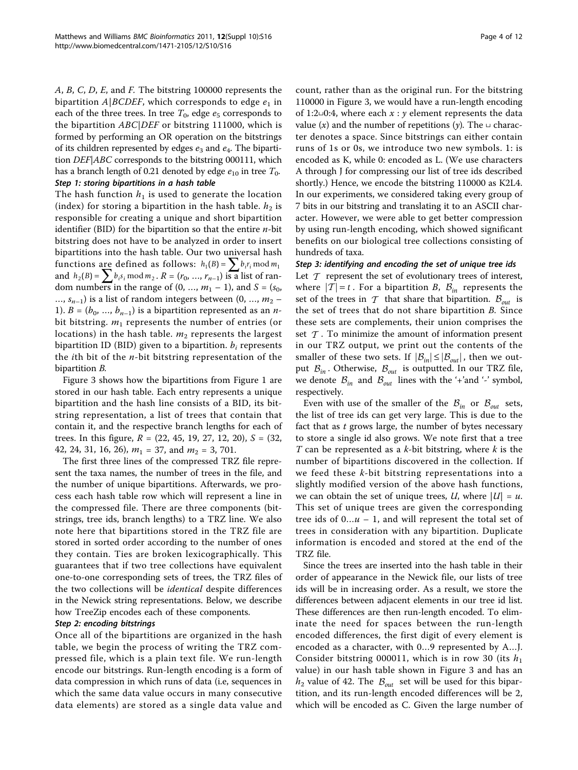*A*, *B*, *C*, *D*, *E*, and *F*. The bitstring 100000 represents the bipartition *A*|*BCDEF*, which corresponds to edge $e_1$ in each of the three trees. In tree $T_0$, edge $e_5$ corresponds to the bipartition *ABC*|*DEF* or bitstring 111000, which is formed by performing an OR operation on the bitstrings of its children represented by edges $e_3$ and $e_4$. The bipartition *DEF*|*ABC* corresponds to the bitstring 000111, which has a branch length of 0.21 denoted by edge $e_{10}$ in tree $T_0$.

#### Step 1: storing bipartitions in a hash table

The hash function $h_1$ is used to generate the location (index) for storing a bipartition in the hash table. $h_2$ is responsible for creating a unique and short bipartition identifier (BID) for the bipartition so that the entire *n*-bit bitstring does not have to be analyzed in order to insert bipartitions into the hash table. Our two universal hash functions are defined as follows: $h_1(B) = \sum b_i r_i \bmod m_1$ and $h_2(B) = \sum b_i s_i \bmod m_2$. $R = (r_0, \ldots, r_{n-1})$ is a list of random numbers in the range of $(0, \ldots, m_1 - 1)$, and $S = (s_0, \ldots, s_{n-1})$ is a list of random integers between $(0, \ldots, m_2 - 1)$. $B = (b_0, \ldots, b_{n-1})$ is a bipartition represented as an *n*-bit bitstring. $m_1$ represents the number of entries (or locations) in the hash table. $m_2$ represents the largest bipartition ID (BID) given to a bipartition. $b_i$ represents the *i*th bit of the *n*-bit bitstring representation of the bipartition *B*.

Figure 3 shows how the bipartitions from Figure 1 are stored in our hash table. Each entry represents a unique bipartition and the hash line consists of a BID, its bitstring representation, a list of trees that contain that contain it, and the respective branch lengths for each of trees. In this figure, $R = (22, 45, 19, 27, 12, 20)$, $S = (32, 42, 24, 31, 16, 26)$, $m_1 = 37$, and $m_2 = 3, 701$.

The first three lines of the compressed TRZ file represent the taxa names, the number of trees in the file, and the number of unique bipartitions. Afterwards, we process each hash table row which will represent a line in the compressed file. There are three components (bitstrings, tree ids, branch lengths) to a TRZ line. We also note here that bipartitions stored in the TRZ file are stored in sorted order according to the number of ones they contain. Ties are broken lexicographically. This guarantees that if two tree collections have equivalent one-to-one corresponding sets of trees, the TRZ files of the two collections will be *identical* despite differences in the Newick string representations. Below, we describe how TreeZip encodes each of these components.

#### Step 2: encoding bitstrings

Once all of the bipartitions are organized in the hash table, we begin the process of writing the TRZ compressed file, which is a plain text file. We run-length encode our bitstrings. Run-length encoding is a form of data compression in which runs of data (i.e, sequences in which the same data value occurs in many consecutive data elements) are stored as a single data value and count, rather than as the original run. For the bitstring 110000 in Figure 3, we would have a run-length encoding of 1:2⊔0:4, where each *x* : *y* element represents the data value (*x*) and the number of repetitions (*y*). The ⊔ character denotes a space. Since bitstrings can either contain runs of 1s or 0s, we introduce two new symbols. 1: is encoded as K, while 0: encoded as L. (We use characters A through J for compressing our list of tree ids described shortly.) Hence, we encode the bitstring 110000 as K2L4. In our experiments, we considered taking every group of 7 bits in our bitstring and translating it to an ASCII character. However, we were able to get better compression by using run-length encoding, which showed significant benefits on our biological tree collections consisting of hundreds of taxa.

#### Step 3: identifying and encoding the set of unique tree ids

Let $\mathcal{T}$ represent the set of evolutionary trees of interest, where $|\mathcal{T}| = t$. For a bipartition *B*, $\mathcal{B}_{in}$ represents the set of the trees in $\mathcal{T}$ that share that bipartition. $\mathcal{B}_{out}$ is the set of trees that do not share bipartition *B*. Since these sets are complements, their union comprises the set $\mathcal{T}$. To minimize the amount of information present in our TRZ output, we print out the contents of the smaller of these two sets. If $|\mathcal{B}_{in}| \leq |\mathcal{B}_{out}|$, then we output $\mathcal{B}_{in}$. Otherwise, $\mathcal{B}_{out}$ is outputted. In our TRZ file, we denote $\mathcal{B}_{in}$ and $\mathcal{B}_{out}$ lines with the '+'and '-' symbol, respectively.

Even with use of the smaller of the $\mathcal{B}_{in}$ or $\mathcal{B}_{out}$ sets, the list of tree ids can get very large. This is due to the fact that as *t* grows large, the number of bytes necessary to store a single id also grows. We note first that a tree *T* can be represented as a *k*-bit bitstring, where *k* is the number of bipartitions discovered in the collection. If we feed these *k*-bit bitstring representations into a slightly modified version of the above hash functions, we can obtain the set of unique trees, *U*, where $|U| = u$. This set of unique trees are given the corresponding tree ids of $0 \ldots u - 1$, and will represent the total set of trees in consideration with any bipartition. Duplicate information is encoded and stored at the end of the TRZ file.

Since the trees are inserted into the hash table in their order of appearance in the Newick file, our lists of tree ids will be in increasing order. As a result, we store the differences between adjacent elements in our tree id list. These differences are then run-length encoded. To eliminate the need for spaces between the run-length encoded differences, the first digit of every element is encoded as a character, with 0...9 represented by A...J. Consider bitstring 000011, which is in row 30 (its $h_1$ value) in our hash table shown in Figure 3 and has an $h_2$ value of 42. The $\mathcal{B}_{out}$ set will be used for this bipartition, and its run-length encoded differences will be 2, which will be encoded as C. Given the large number of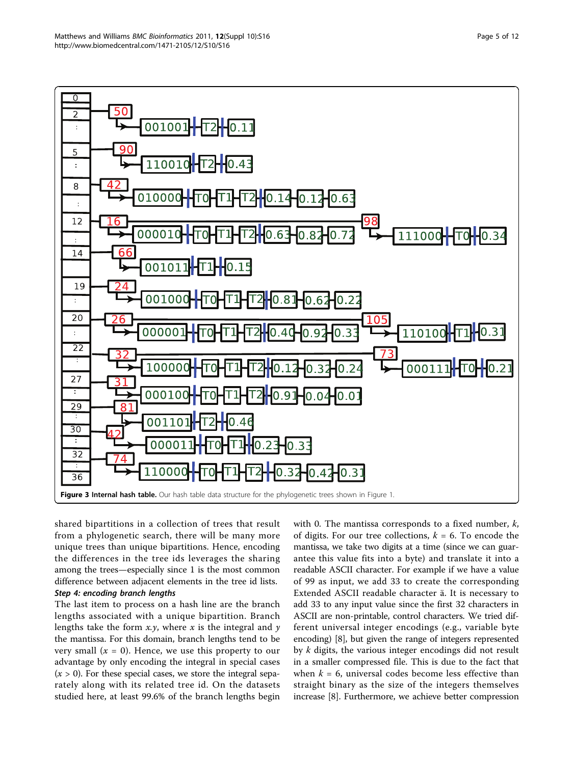Figure 3 Internal hash table. Our hash table data structure for the phylogenetic trees shown in Figure 1.

shared bipartitions in a collection of trees that result from a phylogenetic search, there will be many more unique trees than unique bipartitions. Hence, encoding the differences in the tree ids leverages the sharing among the trees—especially since 1 is the most common difference between adjacent elements in the tree id lists.

***Step 4: encoding branch lengths***

The last item to process on a hash line are the branch lengths associated with a unique bipartition. Branch lengths take the form $x.y$, where $x$ is the integral and $y$ the mantissa. For this domain, branch lengths tend to be very small ($x = 0$). Hence, we use this property to our advantage by only encoding the integral in special cases ($x > 0$). For these special cases, we store the integral separately along with its related tree id. On the datasets studied here, at least 99.6% of the branch lengths begin with 0. The mantissa corresponds to a fixed number, $k$, of digits. For our tree collections, $k = 6$. To encode the mantissa, we take two digits at a time (since we can guarantee this value fits into a byte) and translate it into a readable ASCII character. For example if we have a value of 99 as input, we add 33 to create the corresponding Extended ASCII readable character ä. It is necessary to add 33 to any input value since the first 32 characters in ASCII are non-printable, control characters. We tried different universal integer encodings (e.g., variable byte encoding) [8], but given the range of integers represented by $k$ digits, the various integer encodings did not result in a smaller compressed file. This is due to the fact that when $k = 6$, universal codes become less effective than straight binary as the size of the integers themselves increase [8]. Furthermore, we achieve better compression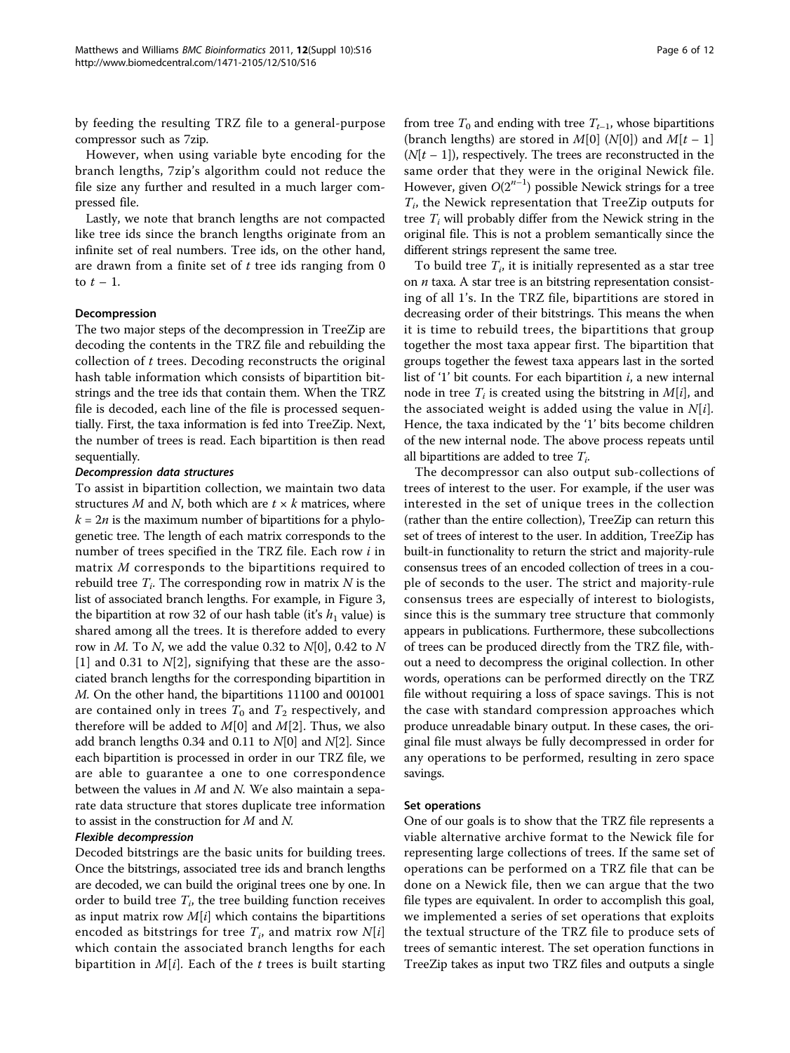by feeding the resulting TRZ file to a general-purpose compressor such as 7zip.

However, when using variable byte encoding for the branch lengths, 7zip's algorithm could not reduce the file size any further and resulted in a much larger compressed file.

Lastly, we note that branch lengths are not compacted like tree ids since the branch lengths originate from an infinite set of real numbers. Tree ids, on the other hand, are drawn from a finite set of $t$ tree ids ranging from 0 to $t-1$.

### Decompression

The two major steps of the decompression in TreeZip are decoding the contents in the TRZ file and rebuilding the collection of $t$ trees. Decoding reconstructs the original hash table information which consists of bipartition bitstrings and the tree ids that contain them. When the TRZ file is decoded, each line of the file is processed sequentially. First, the taxa information is fed into TreeZip. Next, the number of trees is read. Each bipartition is then read sequentially.

#### *Decompression data structures*

To assist in bipartition collection, we maintain two data structures $M$ and $N$, both which are $t \times k$ matrices, where $k = 2n$ is the maximum number of bipartitions for a phylogenetic tree. The length of each matrix corresponds to the number of trees specified in the TRZ file. Each row $i$ in matrix $M$ corresponds to the bipartitions required to rebuild tree $T_i$. The corresponding row in matrix $N$ is the list of associated branch lengths. For example, in Figure 3, the bipartition at row 32 of our hash table (it's $h_1$ value) is shared among all the trees. It is therefore added to every row in $M$. To $N$, we add the value 0.32 to $N[0]$, 0.42 to $N[1]$ and 0.31 to $N[2]$, signifying that these are the associated branch lengths for the corresponding bipartition in $M$. On the other hand, the bipartitions 11100 and 001001 are contained only in trees $T_0$ and $T_2$ respectively, and therefore will be added to $M[0]$ and $M[2]$. Thus, we also add branch lengths 0.34 and 0.11 to $N[0]$ and $N[2]$. Since each bipartition is processed in order in our TRZ file, we are able to guarantee a one to one correspondence between the values in $M$ and $N$. We also maintain a separate data structure that stores duplicate tree information to assist in the construction for $M$ and $N$.

#### *Flexible decompression*

Decoded bitstrings are the basic units for building trees. Once the bitstrings, associated tree ids and branch lengths are decoded, we can build the original trees one by one. In order to build tree $T_i$, the tree building function receives as input matrix row $M[i]$ which contains the bipartitions encoded as bitstrings for tree $T_i$, and matrix row $N[i]$ which contain the associated branch lengths for each bipartition in $M[i]$. Each of the $t$ trees is built starting from tree $T_0$ and ending with tree $T_{t-1}$, whose bipartitions (branch lengths) are stored in $M[0]$ ($N[0]$) and $M[t-1]$ ($N[t-1]$), respectively. The trees are reconstructed in the same order that they were in the original Newick file. However, given $O(2^{n-1})$ possible Newick strings for a tree $T_i$, the Newick representation that TreeZip outputs for tree $T_i$ will probably differ from the Newick string in the original file. This is not a problem semantically since the different strings represent the same tree.

To build tree $T_i$, it is initially represented as a star tree on $n$ taxa. A star tree is an bitstring representation consisting of all 1's. In the TRZ file, bipartitions are stored in decreasing order of their bitstrings. This means the when it is time to rebuild trees, the bipartitions that group together the most taxa appear first. The bipartition that groups together the fewest taxa appears last in the sorted list of '1' bit counts. For each bipartition $i$, a new internal node in tree $T_i$ is created using the bitstring in $M[i]$, and the associated weight is added using the value in $N[i]$. Hence, the taxa indicated by the '1' bits become children of the new internal node. The above process repeats until all bipartitions are added to tree $T_i$.

The decompressor can also output sub-collections of trees of interest to the user. For example, if the user was interested in the set of unique trees in the collection (rather than the entire collection), TreeZip can return this set of trees of interest to the user. In addition, TreeZip has built-in functionality to return the strict and majority-rule consensus trees of an encoded collection of trees in a couple of seconds to the user. The strict and majority-rule consensus trees are especially of interest to biologists, since this is the summary tree structure that commonly appears in publications. Furthermore, these subcollections of trees can be produced directly from the TRZ file, without a need to decompress the original collection. In other words, operations can be performed directly on the TRZ file without requiring a loss of space savings. This is not the case with standard compression approaches which produce unreadable binary output. In these cases, the original file must always be fully decompressed in order for any operations to be performed, resulting in zero space savings.

### Set operations

One of our goals is to show that the TRZ file represents a viable alternative archive format to the Newick file for representing large collections of trees. If the same set of operations can be performed on a TRZ file that can be done on a Newick file, then we can argue that the two file types are equivalent. In order to accomplish this goal, we implemented a series of set operations that exploits the textual structure of the TRZ file to produce sets of trees of semantic interest. The set operation functions in TreeZip takes as input two TRZ files and outputs a single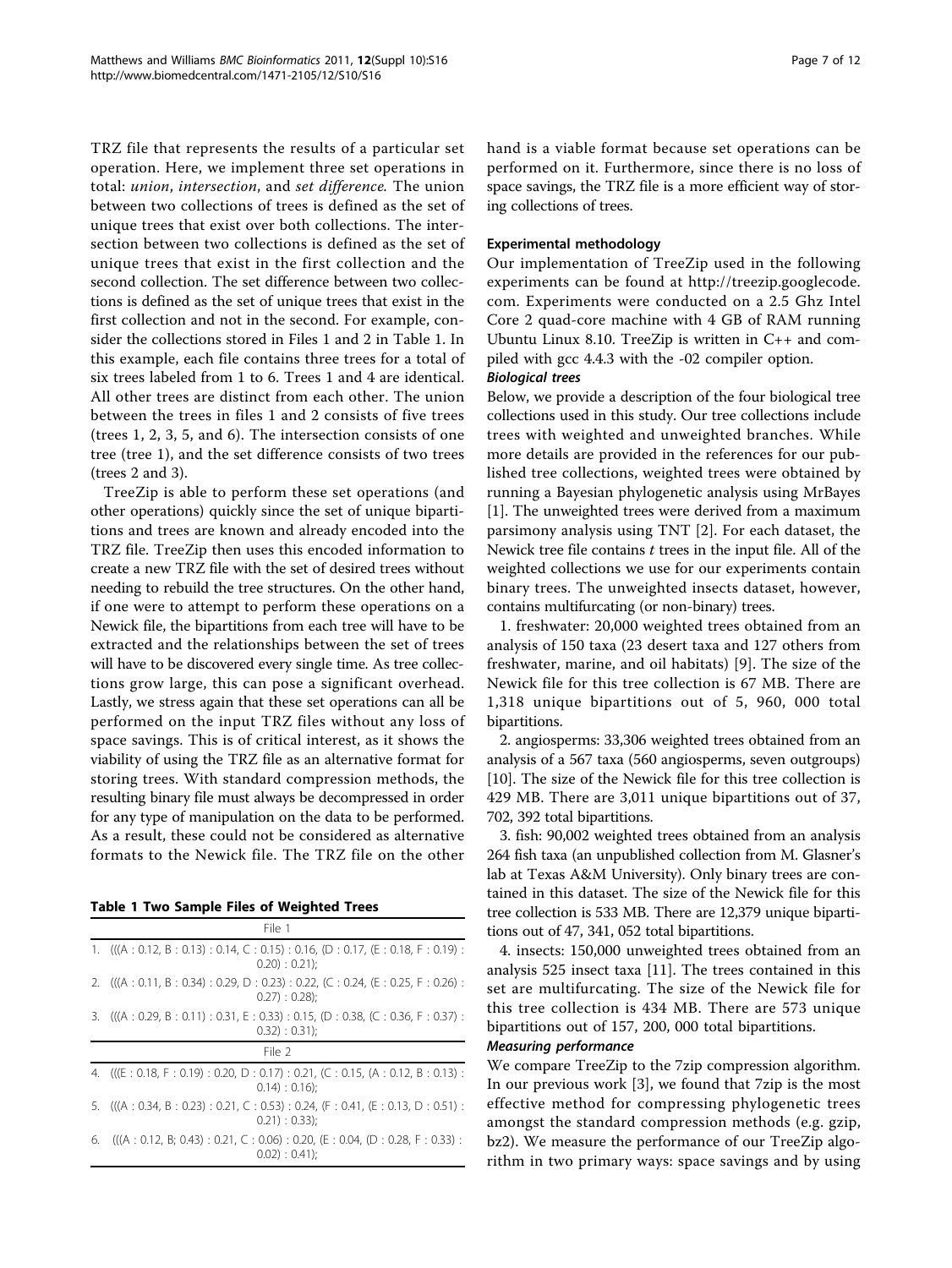TRZ file that represents the results of a particular set operation. Here, we implement three set operations in total: *union*, *intersection*, and *set difference*. The union between two collections of trees is defined as the set of unique trees that exist over both collections. The intersection between two collections is defined as the set of unique trees that exist in the first collection and the second collection. The set difference between two collections is defined as the set of unique trees that exist in the first collection and not in the second. For example, consider the collections stored in Files 1 and 2 in Table 1. In this example, each file contains three trees for a total of six trees labeled from 1 to 6. Trees 1 and 4 are identical. All other trees are distinct from each other. The union between the trees in files 1 and 2 consists of five trees (trees 1, 2, 3, 5, and 6). The intersection consists of one tree (tree 1), and the set difference consists of two trees (trees 2 and 3).

TreeZip is able to perform these set operations (and other operations) quickly since the set of unique bipartitions and trees are known and already encoded into the TRZ file. TreeZip then uses this encoded information to create a new TRZ file with the set of desired trees without needing to rebuild the tree structures. On the other hand, if one were to attempt to perform these operations on a Newick file, the bipartitions from each tree will have to be extracted and the relationships between the set of trees will have to be discovered every single time. As tree collections grow large, this can pose a significant overhead. Lastly, we stress again that these set operations can all be performed on the input TRZ files without any loss of space savings. This is of critical interest, as it shows the viability of using the TRZ file as an alternative format for storing trees. With standard compression methods, the resulting binary file must always be decompressed in order for any type of manipulation on the data to be performed. As a result, these could not be considered as alternative formats to the Newick file. The TRZ file on the other hand is a viable format because set operations can be performed on it. Furthermore, since there is no loss of space savings, the TRZ file is a more efficient way of storing collections of trees.

**Table 1 Two Sample Files of Weighted Trees**

| | |
|---|---|
| | File 1 |
| 1. | (((A : 0.12, B : 0.13) : 0.14, C : 0.15) : 0.16, (D : 0.17, (E : 0.18, F : 0.19) : 0.20) : 0.21); |
| 2. | (((A : 0.11, B : 0.34) : 0.29, D : 0.23) : 0.22, (C : 0.24, (E : 0.25, F : 0.26) : 0.27) : 0.28); |
| 3. | (((A : 0.29, B : 0.11) : 0.31, E : 0.33) : 0.15, (D : 0.38, (C : 0.36, F : 0.37) : 0.32) : 0.31); |
| | File 2 |
| 4. | (((E : 0.18, F : 0.19) : 0.20, D : 0.17) : 0.21, (C : 0.15, (A : 0.12, B : 0.13) : 0.14) : 0.16); |
| 5. | (((A : 0.34, B : 0.23) : 0.21, C : 0.53) : 0.24, (F : 0.41, (E : 0.13, D : 0.51) : 0.21) : 0.33); |
| 6. | (((A : 0.12, B; 0.43) : 0.21, C : 0.06) : 0.20, (E : 0.04, (D : 0.28, F : 0.33) : 0.02) : 0.41); |

### Experimental methodology

Our implementation of TreeZip used in the following experiments can be found at http://treezip.googlecode.com. Experiments were conducted on a 2.5 Ghz Intel Core 2 quad-core machine with 4 GB of RAM running Ubuntu Linux 8.10. TreeZip is written in C++ and compiled with gcc 4.4.3 with the -02 compiler option.

#### *Biological trees*

Below, we provide a description of the four biological tree collections used in this study. Our tree collections include trees with weighted and unweighted branches. While more details are provided in the references for our published tree collections, weighted trees were obtained by running a Bayesian phylogenetic analysis using MrBayes [1]. The unweighted trees were derived from a maximum parsimony analysis using TNT [2]. For each dataset, the Newick tree file contains $t$ trees in the input file. All of the weighted collections we use for our experiments contain binary trees. The unweighted insects dataset, however, contains multifurcating (or non-binary) trees.

1. freshwater: 20,000 weighted trees obtained from an analysis of 150 taxa (23 desert taxa and 127 others from freshwater, marine, and oil habitats) [9]. The size of the Newick file for this tree collection is 67 MB. There are 1,318 unique bipartitions out of 5, 960, 000 total bipartitions.

2. angiosperms: 33,306 weighted trees obtained from an analysis of a 567 taxa (560 angiosperms, seven outgroups) [10]. The size of the Newick file for this tree collection is 429 MB. There are 3,011 unique bipartitions out of 37, 702, 392 total bipartitions.

3. fish: 90,002 weighted trees obtained from an analysis 264 fish taxa (an unpublished collection from M. Glasner's lab at Texas A&M University). Only binary trees are contained in this dataset. The size of the Newick file for this tree collection is 533 MB. There are 12,379 unique bipartitions out of 47, 341, 052 total bipartitions.

4. insects: 150,000 unweighted trees obtained from an analysis 525 insect taxa [11]. The trees contained in this set are multifurcating. The size of the Newick file for this tree collection is 434 MB. There are 573 unique bipartitions out of 157, 200, 000 total bipartitions.

#### *Measuring performance*

We compare TreeZip to the 7zip compression algorithm. In our previous work [3], we found that 7zip is the most effective method for compressing phylogenetic trees amongst the standard compression methods (e.g. gzip, bz2). We measure the performance of our TreeZip algorithm in two primary ways: space savings and by using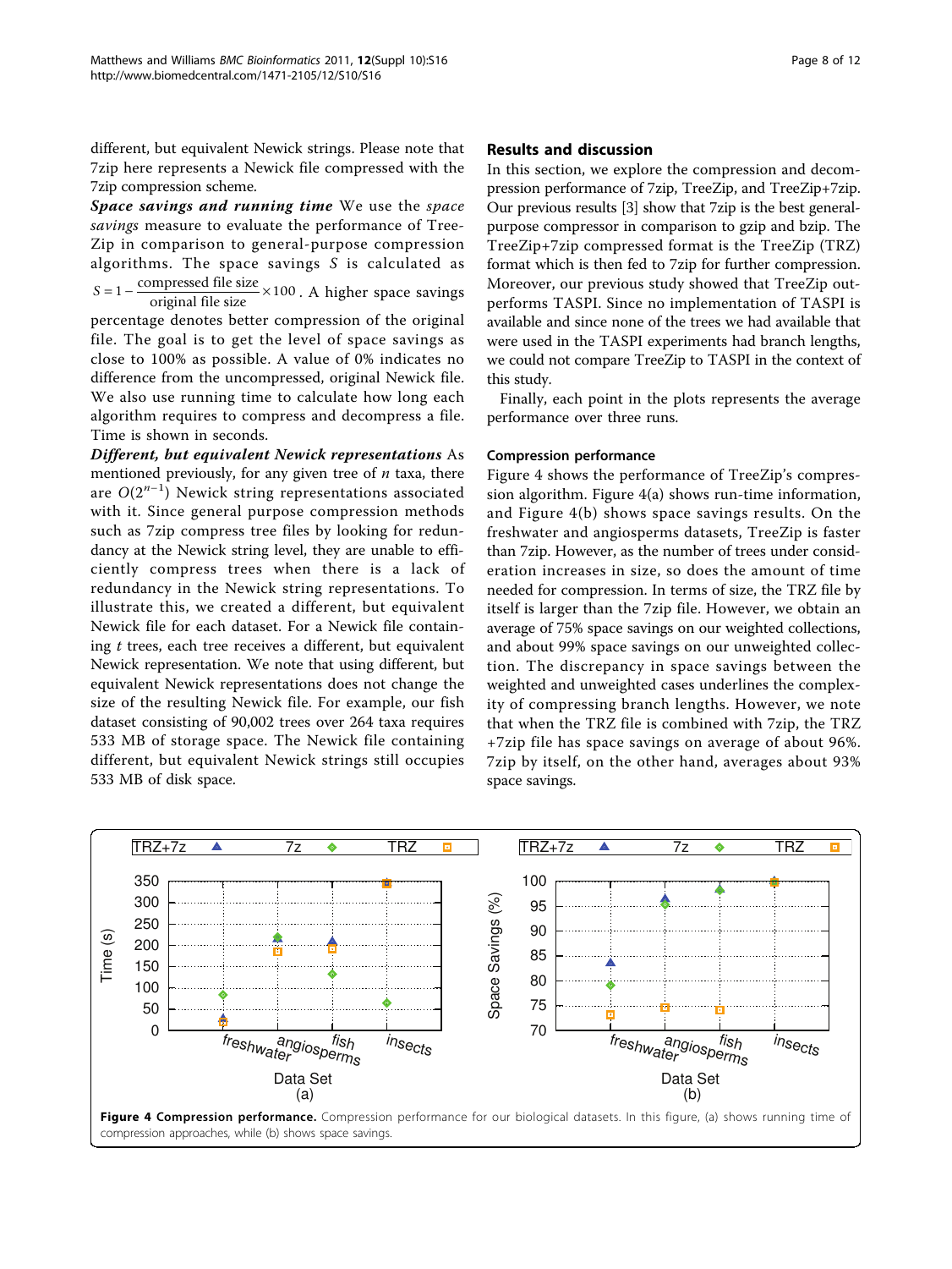different, but equivalent Newick strings. Please note that 7zip here represents a Newick file compressed with the 7zip compression scheme.

***Space savings and running time*** We use the *space savings* measure to evaluate the performance of TreeZip in comparison to general-purpose compression algorithms. The space savings $S$ is calculated as $S = 1 - \frac{\text{compressed file size}}{\text{original file size}} \times 100$. A higher space savings percentage denotes better compression of the original file. The goal is to get the level of space savings as close to 100% as possible. A value of 0% indicates no difference from the uncompressed, original Newick file. We also use running time to calculate how long each algorithm requires to compress and decompress a file. Time is shown in seconds.

***Different, but equivalent Newick representations*** As mentioned previously, for any given tree of $n$ taxa, there are $O(2^{n-1})$ Newick string representations associated with it. Since general purpose compression methods such as 7zip compress tree files by looking for redundancy at the Newick string level, they are unable to efficiently compress trees when there is a lack of redundancy in the Newick string representations. To illustrate this, we created a different, but equivalent Newick file for each dataset. For a Newick file containing $t$ trees, each tree receives a different, but equivalent Newick representation. We note that using different, but equivalent Newick representations does not change the size of the resulting Newick file. For example, our fish dataset consisting of 90,002 trees over 264 taxa requires 533 MB of storage space. The Newick file containing different, but equivalent Newick strings still occupies 533 MB of disk space.

## Results and discussion

In this section, we explore the compression and decompression performance of 7zip, TreeZip, and TreeZip+7zip. Our previous results [3] show that 7zip is the best general-purpose compressor in comparison to gzip and bzip. The TreeZip+7zip compressed format is the TreeZip (TRZ) format which is then fed to 7zip for further compression. Moreover, our previous study showed that TreeZip outperforms TASPI. Since no implementation of TASPI is available and since none of the trees we had available that were used in the TASPI experiments had branch lengths, we could not compare TreeZip to TASPI in the context of this study.

Finally, each point in the plots represents the average performance over three runs.

### Compression performance

Figure 4 shows the performance of TreeZip's compression algorithm. Figure 4(a) shows run-time information, and Figure 4(b) shows space savings results. On the freshwater and angiosperms datasets, TreeZip is faster than 7zip. However, as the number of trees under consideration increases in size, so does the amount of time needed for compression. In terms of size, the TRZ file by itself is larger than the 7zip file. However, we obtain an average of 75% space savings on our weighted collections, and about 99% space savings on our unweighted collection. The discrepancy in space savings between the weighted and unweighted cases underlines the complexity of compressing branch lengths. However, we note that when the TRZ file is combined with 7zip, the TRZ +7zip file has space savings on average of about 96%. 7zip by itself, on the other hand, averages about 93% space savings.

TRZ+7z 7z TRZ
Time (s)
0 50 100 150 200 250 300 350
freshwater angiosperms fish insects
Data Set
(a)

TRZ+7z 7z TRZ
Space Savings (%)
70 75 80 85 90 95 100
freshwater angiosperms fish insects
Data Set
(b)

**Figure 4 Compression performance.** Compression performance for our biological datasets. In this figure, (a) shows running time of compression approaches, while (b) shows space savings.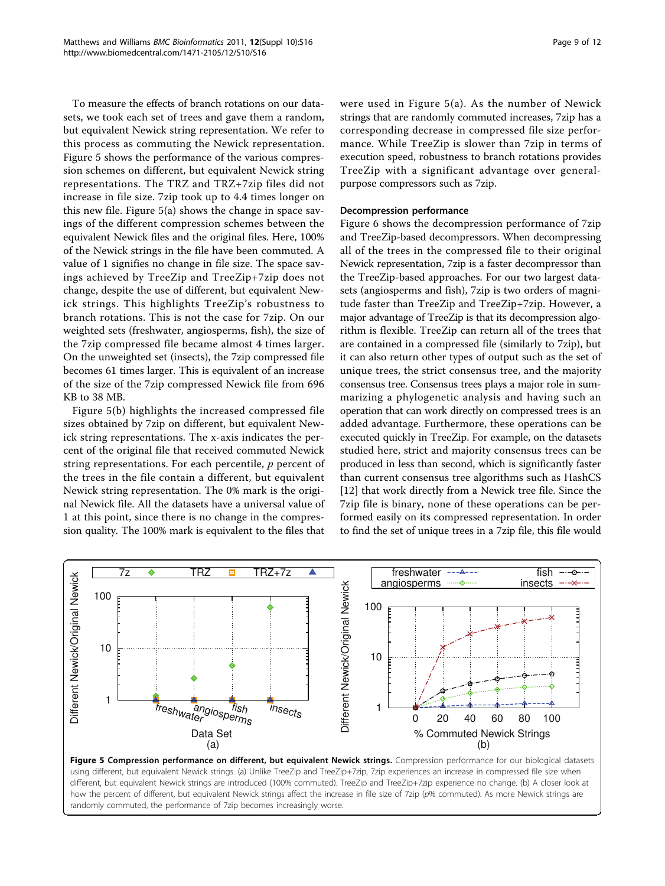To measure the effects of branch rotations on our datasets, we took each set of trees and gave them a random, but equivalent Newick string representation. We refer to this process as commuting the Newick representation. Figure 5 shows the performance of the various compression schemes on different, but equivalent Newick string representations. The TRZ and TRZ+7zip files did not increase in file size. 7zip took up to 4.4 times longer on this new file. Figure 5(a) shows the change in space savings of the different compression schemes between the equivalent Newick files and the original files. Here, 100% of the Newick strings in the file have been commuted. A value of 1 signifies no change in file size. The space savings achieved by TreeZip and TreeZip+7zip does not change, despite the use of different, but equivalent Newick strings. This highlights TreeZip's robustness to branch rotations. This is not the case for 7zip. On our weighted sets (freshwater, angiosperms, fish), the size of the 7zip compressed file became almost 4 times larger. On the unweighted set (insects), the 7zip compressed file becomes 61 times larger. This is equivalent of an increase of the size of the 7zip compressed Newick file from 696 KB to 38 MB.

Figure 5(b) highlights the increased compressed file sizes obtained by 7zip on different, but equivalent Newick string representations. The x-axis indicates the percent of the original file that received commuted Newick string representations. For each percentile, $p$ percent of the trees in the file contain a different, but equivalent Newick string representation. The 0% mark is the original Newick file. All the datasets have a universal value of 1 at this point, since there is no change in the compression quality. The 100% mark is equivalent to the files that were used in Figure 5(a). As the number of Newick strings that are randomly commuted increases, 7zip has a corresponding decrease in compressed file size performance. While TreeZip is slower than 7zip in terms of execution speed, robustness to branch rotations provides TreeZip with a significant advantage over general-purpose compressors such as 7zip.

#### Decompression performance

Figure 6 shows the decompression performance of 7zip and TreeZip-based decompressors. When decompressing all of the trees in the compressed file to their original Newick representation, 7zip is a faster decompressor than the TreeZip-based approaches. For our two largest datasets (angiosperms and fish), 7zip is two orders of magnitude faster than TreeZip and TreeZip+7zip. However, a major advantage of TreeZip is that its decompression algorithm is flexible. TreeZip can return all of the trees that are contained in a compressed file (similarly to 7zip), but it can also return other types of output such as the set of unique trees, the strict consensus tree, and the majority consensus tree. Consensus trees plays a major role in summarizing a phylogenetic analysis and having such an operation that can work directly on compressed trees is an added advantage. Furthermore, these operations can be executed quickly in TreeZip. For example, on the datasets studied here, strict and majority consensus trees can be produced in less than second, which is significantly faster than current consensus tree algorithms such as HashCS [12] that work directly from a Newick tree file. Since the 7zip file is binary, none of these operations can be performed easily on its compressed representation. In order to find the set of unique trees in a 7zip file, this file would

7z TRZ TRZ+7z

Different Newick/Original Newick

100

10

1

freshwater angiosperms fish insects

Data Set

(a)

freshwater angiosperms fish insects

Different Newick/Original Newick

100

10

1

0 20 40 60 80 100

% Commuted Newick Strings

(b)

**Figure 5 Compression performance on different, but equivalent Newick strings.** Compression performance for our biological datasets using different, but equivalent Newick strings. (a) Unlike TreeZip and TreeZip+7zip, 7zip experiences an increase in compressed file size when different, but equivalent Newick strings are introduced (100% commuted). TreeZip and TreeZip+7zip experience no change. (b) A closer look at how the percent of different, but equivalent Newick strings affect the increase in file size of 7zip ($p$% commuted). As more Newick strings are randomly commuted, the performance of 7zip becomes increasingly worse.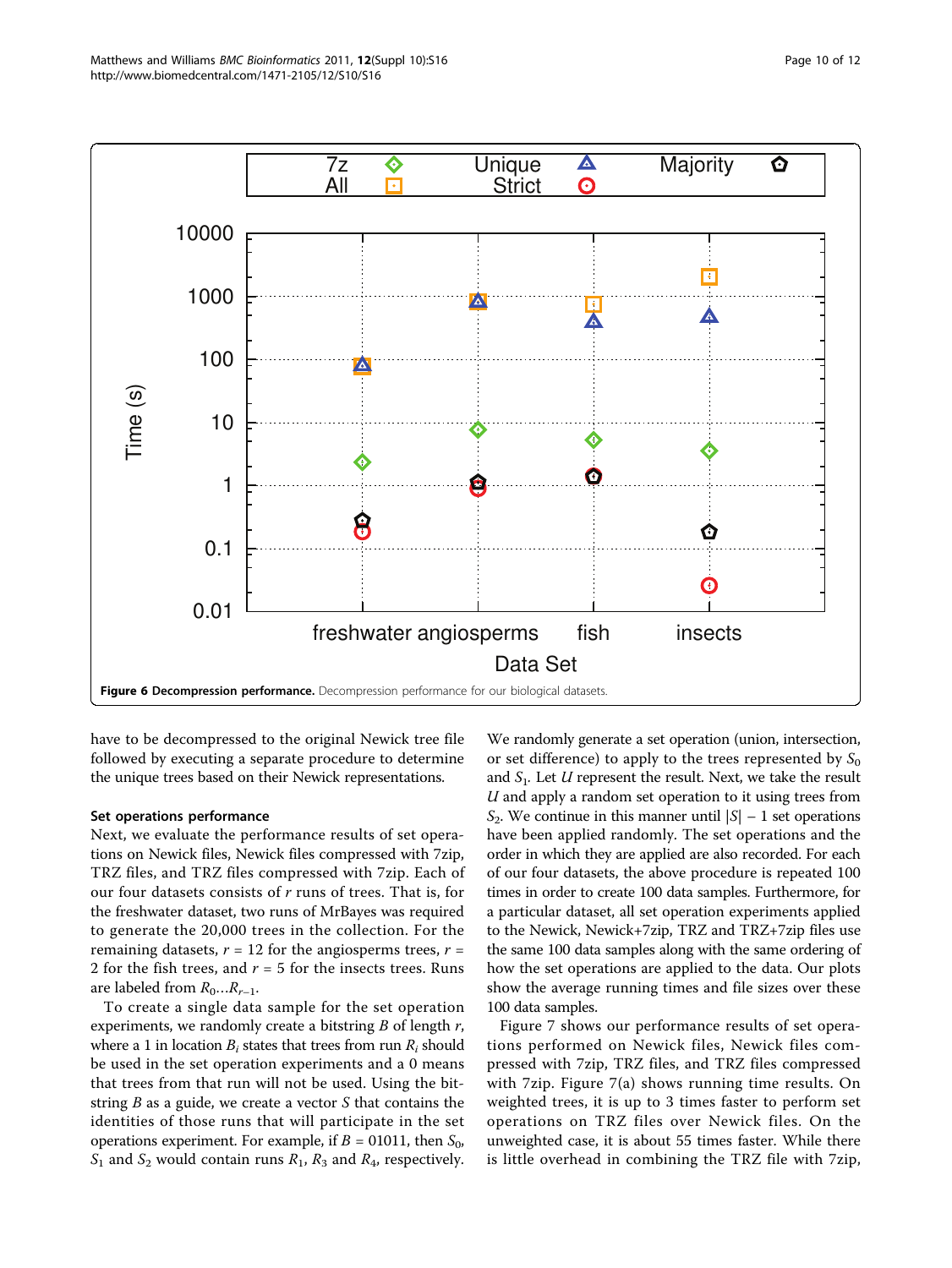7z
All
Unique
Strict
Majority

10000
1000
100
10
1
0.1
0.01

Time (s)

freshwater angiosperms fish insects

Data Set

**Figure 6 Decompression performance.** Decompression performance for our biological datasets.

have to be decompressed to the original Newick tree file followed by executing a separate procedure to determine the unique trees based on their Newick representations.

### Set operations performance

Next, we evaluate the performance results of set operations on Newick files, Newick files compressed with 7zip, TRZ files, and TRZ files compressed with 7zip. Each of our four datasets consists of $r$ runs of trees. That is, for the freshwater dataset, two runs of MrBayes was required to generate the 20,000 trees in the collection. For the remaining datasets, $r = 12$ for the angiosperms trees, $r = 2$ for the fish trees, and $r = 5$ for the insects trees. Runs are labeled from $R_0 \ldots R_{r-1}$.

To create a single data sample for the set operation experiments, we randomly create a bitstring $B$ of length $r$, where a 1 in location $B_i$ states that trees from run $R_i$ should be used in the set operation experiments and a 0 means that trees from that run will not be used. Using the bitstring $B$ as a guide, we create a vector $S$ that contains the identities of those runs that will participate in the set operations experiment. For example, if $B = 01011$, then $S_0$, $S_1$ and $S_2$ would contain runs $R_1$, $R_3$ and $R_4$, respectively. We randomly generate a set operation (union, intersection, or set difference) to apply to the trees represented by $S_0$ and $S_1$. Let $U$ represent the result. Next, we take the result $U$ and apply a random set operation to it using trees from $S_2$. We continue in this manner until $|S| - 1$ set operations have been applied randomly. The set operations and the order in which they are applied are also recorded. For each of our four datasets, the above procedure is repeated 100 times in order to create 100 data samples. Furthermore, for a particular dataset, all set operation experiments applied to the Newick, Newick+7zip, TRZ and TRZ+7zip files use the same 100 data samples along with the same ordering of how the set operations are applied to the data. Our plots show the average running times and file sizes over these 100 data samples.

Figure 7 shows our performance results of set operations performed on Newick files, Newick files compressed with 7zip, TRZ files, and TRZ files compressed with 7zip. Figure 7(a) shows running time results. On weighted trees, it is up to 3 times faster to perform set operations on TRZ files over Newick files. On the unweighted case, it is about 55 times faster. While there is little overhead in combining the TRZ file with 7zip,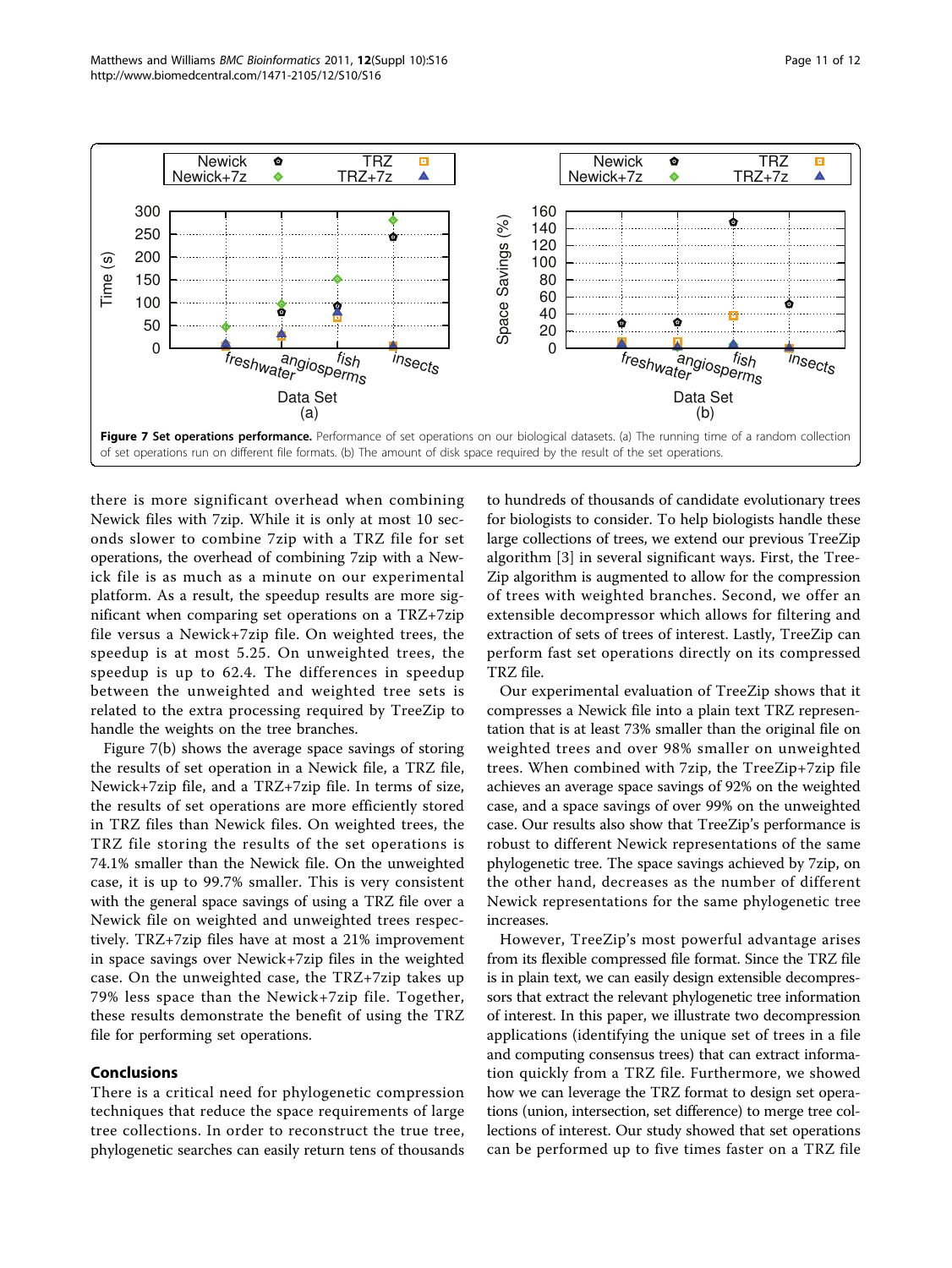**Figure 7 Set operations performance.** Performance of set operations on our biological datasets. (a) The running time of a random collection of set operations run on different file formats. (b) The amount of disk space required by the result of the set operations.

there is more significant overhead when combining Newick files with 7zip. While it is only at most 10 seconds slower to combine 7zip with a TRZ file for set operations, the overhead of combining 7zip with a Newick file is as much as a minute on our experimental platform. As a result, the speedup results are more significant when comparing set operations on a TRZ+7zip file versus a Newick+7zip file. On weighted trees, the speedup is at most 5.25. On unweighted trees, the speedup is up to 62.4. The differences in speedup between the unweighted and weighted tree sets is related to the extra processing required by TreeZip to handle the weights on the tree branches.

Figure 7(b) shows the average space savings of storing the results of set operation in a Newick file, a TRZ file, Newick+7zip file, and a TRZ+7zip file. In terms of size, the results of set operations are more efficiently stored in TRZ files than Newick files. On weighted trees, the TRZ file storing the results of the set operations is 74.1% smaller than the Newick file. On the unweighted case, it is up to 99.7% smaller. This is very consistent with the general space savings of using a TRZ file over a Newick file on weighted and unweighted trees respectively. TRZ+7zip files have at most a 21% improvement in space savings over Newick+7zip files in the weighted case. On the unweighted case, the TRZ+7zip takes up 79% less space than the Newick+7zip file. Together, these results demonstrate the benefit of using the TRZ file for performing set operations.

## Conclusions

There is a critical need for phylogenetic compression techniques that reduce the space requirements of large tree collections. In order to reconstruct the true tree, phylogenetic searches can easily return tens of thousands to hundreds of thousands of candidate evolutionary trees for biologists to consider. To help biologists handle these large collections of trees, we extend our previous TreeZip algorithm [3] in several significant ways. First, the TreeZip algorithm is augmented to allow for the compression of trees with weighted branches. Second, we offer an extensible decompressor which allows for filtering and extraction of sets of trees of interest. Lastly, TreeZip can perform fast set operations directly on its compressed TRZ file.

Our experimental evaluation of TreeZip shows that it compresses a Newick file into a plain text TRZ representation that is at least 73% smaller than the original file on weighted trees and over 98% smaller on unweighted trees. When combined with 7zip, the TreeZip+7zip file achieves an average space savings of 92% on the weighted case, and a space savings of over 99% on the unweighted case. Our results also show that TreeZip's performance is robust to different Newick representations of the same phylogenetic tree. The space savings achieved by 7zip, on the other hand, decreases as the number of different Newick representations for the same phylogenetic tree increases.

However, TreeZip's most powerful advantage arises from its flexible compressed file format. Since the TRZ file is in plain text, we can easily design extensible decompressors that extract the relevant phylogenetic tree information of interest. In this paper, we illustrate two decompression applications (identifying the unique set of trees in a file and computing consensus trees) that can extract information quickly from a TRZ file. Furthermore, we showed how we can leverage the TRZ format to design set operations (union, intersection, set difference) to merge tree collections of interest. Our study showed that set operations can be performed up to five times faster on a TRZ file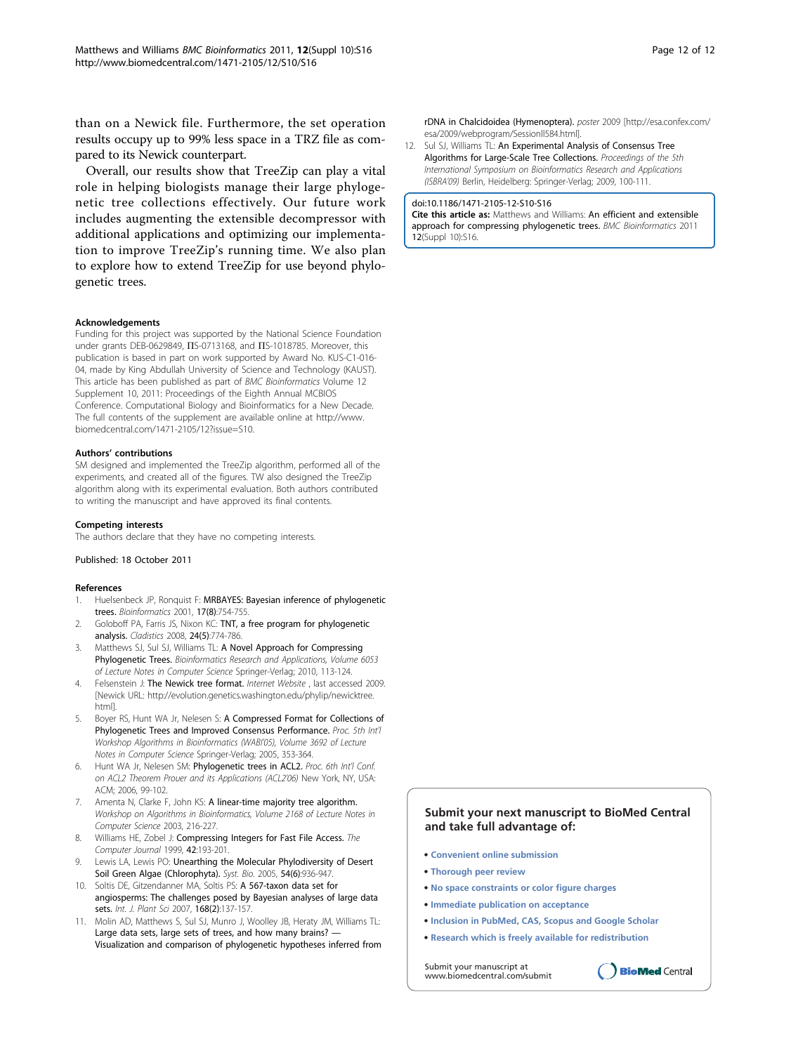than on a Newick file. Furthermore, the set operation results occupy up to 99% less space in a TRZ file as compared to its Newick counterpart.

Overall, our results show that TreeZip can play a vital role in helping biologists manage their large phylogenetic tree collections effectively. Our future work includes augmenting the extensible decompressor with additional applications and optimizing our implementation to improve TreeZip's running time. We also plan to explore how to extend TreeZip for use beyond phylogenetic trees.

#### Acknowledgements

Funding for this project was supported by the National Science Foundation under grants DEB-0629849, IIS-0713168, and IIS-1018785. Moreover, this publication is based in part on work supported by Award No. KUS-C1-016-04, made by King Abdullah University of Science and Technology (KAUST). This article has been published as part of *BMC Bioinformatics* Volume 12 Supplement 10, 2011: Proceedings of the Eighth Annual MCBIOS Conference. Computational Biology and Bioinformatics for a New Decade. The full contents of the supplement are available online at http://www.biomedcentral.com/1471-2105/12?issue=S10.

#### Authors' contributions

SM designed and implemented the TreeZip algorithm, performed all of the experiments, and created all of the figures. TW also designed the TreeZip algorithm along with its experimental evaluation. Both authors contributed to writing the manuscript and have approved its final contents.

#### Competing interests

The authors declare that they have no competing interests.

Published: 18 October 2011

#### References

1. Huelsenbeck JP, Ronquist F: **MRBAYES: Bayesian inference of phylogenetic trees.** *Bioinformatics* 2001, **17(8)**:754-755.
2. Goloboff PA, Farris JS, Nixon KC: **TNT, a free program for phylogenetic analysis.** *Cladistics* 2008, **24(5)**:774-786.
3. Matthews SJ, Sul SJ, Williams TL: **A Novel Approach for Compressing Phylogenetic Trees.** *Bioinformatics Research and Applications, Volume 6053 of Lecture Notes in Computer Science* Springer-Verlag; 2010, 113-124.
4. Felsenstein J: **The Newick tree format.** *Internet Website* , last accessed 2009. [Newick URL: http://evolution.genetics.washington.edu/phylip/newicktree.html].
5. Boyer RS, Hunt WA Jr, Nelesen S: **A Compressed Format for Collections of Phylogenetic Trees and Improved Consensus Performance.** *Proc. 5th Int'l Workshop Algorithms in Bioinformatics (WABI'05), Volume 3692 of Lecture Notes in Computer Science* Springer-Verlag; 2005, 353-364.
6. Hunt WA Jr, Nelesen SM: **Phylogenetic trees in ACL2.** *Proc. 6th Int'l Conf. on ACL2 Theorem Prover and its Applications (ACL2'06)* New York, NY, USA: ACM; 2006, 99-102.
7. Amenta N, Clarke F, John KS: **A linear-time majority tree algorithm.** *Workshop on Algorithms in Bioinformatics, Volume 2168 of Lecture Notes in Computer Science* 2003, 216-227.
8. Williams HE, Zobel J: **Compressing Integers for Fast File Access.** *The Computer Journal* 1999, **42**:193-201.
9. Lewis LA, Lewis PO: **Unearthing the Molecular Phylodiversity of Desert Soil Green Algae (Chlorophyta).** *Syst. Bio.* 2005, **54(6)**:936-947.
10. Soltis DE, Gitzendanner MA, Soltis PS: **A 567-taxon data set for angiosperms: The challenges posed by Bayesian analyses of large data sets.** *Int. J. Plant Sci* 2007, **168(2)**:137-157.
11. Molin AD, Matthews S, Sul SJ, Munro J, Woolley JB, Heraty JM, Williams TL: **Large data sets, large sets of trees, and how many brains? — Visualization and comparison of phylogenetic hypotheses inferred from rDNA in Chalcidoidea (Hymenoptera).** *poster* 2009 [http://esa.confex.com/esa/2009/webprogram/SessionII584.html].
12. Sul SJ, Williams TL: **An Experimental Analysis of Consensus Tree Algorithms for Large-Scale Tree Collections.** *Proceedings of the 5th International Symposium on Bioinformatics Research and Applications (ISBRA'09)* Berlin, Heidelberg: Springer-Verlag; 2009, 100-111.

doi:10.1186/1471-2105-12-S10-S16

**Cite this article as:** Matthews and Williams: **An efficient and extensible approach for compressing phylogenetic trees.** *BMC Bioinformatics* 2011 **12**(Suppl 10):S16.

**Submit your next manuscript to BioMed Central and take full advantage of:**

- **Convenient online submission**
- **Thorough peer review**
- **No space constraints or color figure charges**
- **Immediate publication on acceptance**
- **Inclusion in PubMed, CAS, Scopus and Google Scholar**
- **Research which is freely available for redistribution**

Submit your manuscript at www.biomedcentral.com/submit

BioMed Central